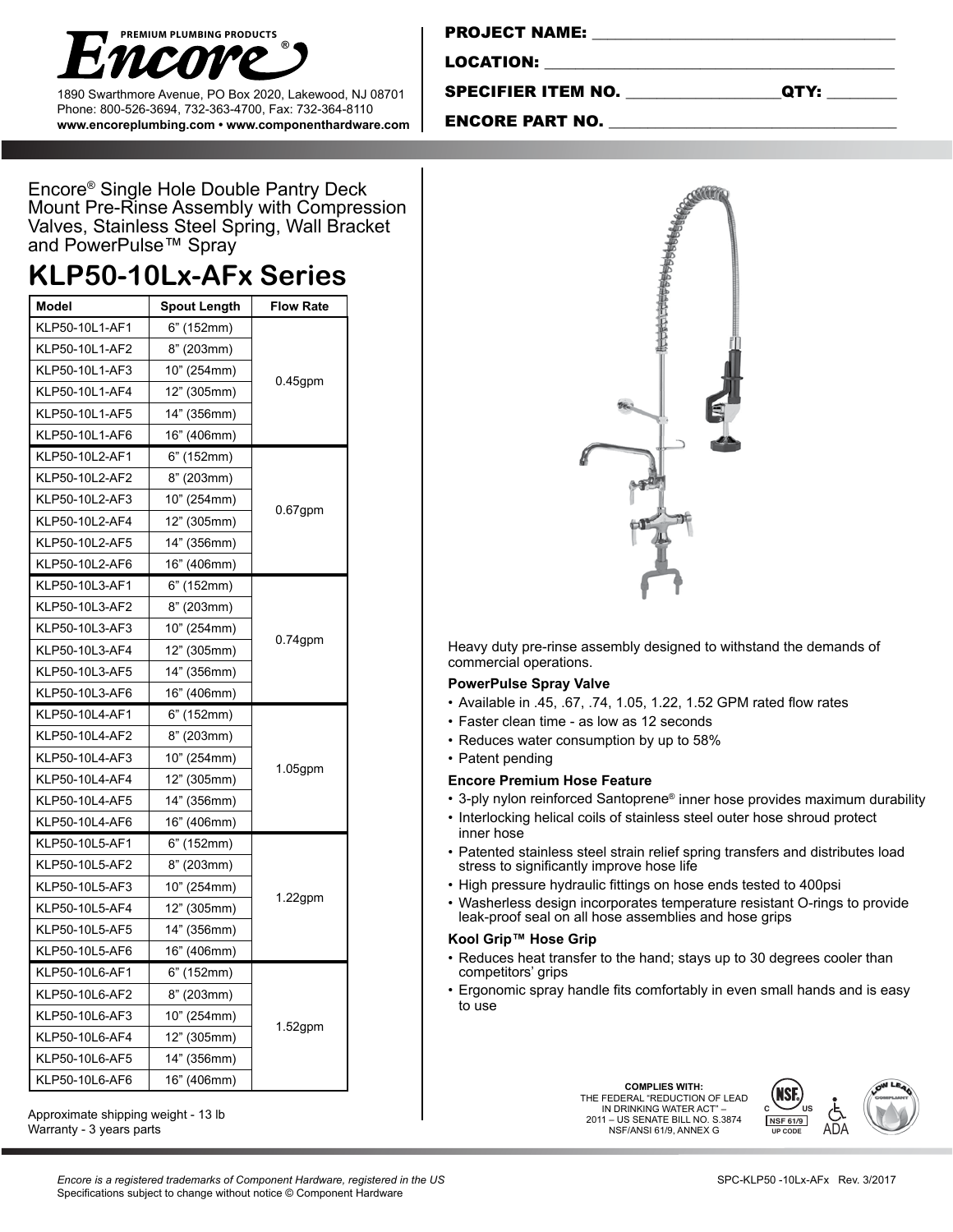**PREMIUM PLUMBING PRODUCTS**

**Encore®**

1890 Swarthmore Avenue, PO Box 2020, Lakewood, NJ 08701
Phone: 800-526-3694, 732-363-4700, Fax: 732-364-8110
**www.encoreplumbing.com • www.componenthardware.com**

**PROJECT NAME:** ____________________

**LOCATION:** ____________________

**SPECIFIER ITEM NO.** ____________ **QTY:** ________

**ENCORE PART NO.** ____________________

Encore® Single Hole Double Pantry Deck Mount Pre-Rinse Assembly with Compression Valves, Stainless Steel Spring, Wall Bracket and PowerPulse™ Spray

# KLP50-10Lx-AFx Series

| Model | Spout Length | Flow Rate |
|---|---|---|
| KLP50-10L1-AF1 | 6" (152mm) | 0.45gpm |
| KLP50-10L1-AF2 | 8" (203mm) | |
| KLP50-10L1-AF3 | 10" (254mm) | |
| KLP50-10L1-AF4 | 12" (305mm) | |
| KLP50-10L1-AF5 | 14" (356mm) | |
| KLP50-10L1-AF6 | 16" (406mm) | |
| KLP50-10L2-AF1 | 6" (152mm) | 0.67gpm |
| KLP50-10L2-AF2 | 8" (203mm) | |
| KLP50-10L2-AF3 | 10" (254mm) | |
| KLP50-10L2-AF4 | 12" (305mm) | |
| KLP50-10L2-AF5 | 14" (356mm) | |
| KLP50-10L2-AF6 | 16" (406mm) | |
| KLP50-10L3-AF1 | 6" (152mm) | 0.74gpm |
| KLP50-10L3-AF2 | 8" (203mm) | |
| KLP50-10L3-AF3 | 10" (254mm) | |
| KLP50-10L3-AF4 | 12" (305mm) | |
| KLP50-10L3-AF5 | 14" (356mm) | |
| KLP50-10L3-AF6 | 16" (406mm) | |
| KLP50-10L4-AF1 | 6" (152mm) | 1.05gpm |
| KLP50-10L4-AF2 | 8" (203mm) | |
| KLP50-10L4-AF3 | 10" (254mm) | |
| KLP50-10L4-AF4 | 12" (305mm) | |
| KLP50-10L4-AF5 | 14" (356mm) | |
| KLP50-10L4-AF6 | 16" (406mm) | |
| KLP50-10L5-AF1 | 6" (152mm) | 1.22gpm |
| KLP50-10L5-AF2 | 8" (203mm) | |
| KLP50-10L5-AF3 | 10" (254mm) | |
| KLP50-10L5-AF4 | 12" (305mm) | |
| KLP50-10L5-AF5 | 14" (356mm) | |
| KLP50-10L5-AF6 | 16" (406mm) | |
| KLP50-10L6-AF1 | 6" (152mm) | 1.52gpm |
| KLP50-10L6-AF2 | 8" (203mm) | |
| KLP50-10L6-AF3 | 10" (254mm) | |
| KLP50-10L6-AF4 | 12" (305mm) | |
| KLP50-10L6-AF5 | 14" (356mm) | |
| KLP50-10L6-AF6 | 16" (406mm) | |

Approximate shipping weight - 13 lb
Warranty - 3 years parts

Heavy duty pre-rinse assembly designed to withstand the demands of commercial operations.

### PowerPulse Spray Valve

- Available in .45, .67, .74, 1.05, 1.22, 1.52 GPM rated flow rates
- Faster clean time - as low as 12 seconds
- Reduces water consumption by up to 58%
- Patent pending

### Encore Premium Hose Feature

- 3-ply nylon reinforced Santoprene® inner hose provides maximum durability
- Interlocking helical coils of stainless steel outer hose shroud protect inner hose
- Patented stainless steel strain relief spring transfers and distributes load stress to significantly improve hose life
- High pressure hydraulic fittings on hose ends tested to 400psi
- Washerless design incorporates temperature resistant O-rings to provide leak-proof seal on all hose assemblies and hose grips

### Kool Grip™ Hose Grip

- Reduces heat transfer to the hand; stays up to 30 degrees cooler than competitors' grips
- Ergonomic spray handle fits comfortably in even small hands and is easy to use

**COMPLIES WITH:**
THE FEDERAL "REDUCTION OF LEAD IN DRINKING WATER ACT" – 2011 – US SENATE BILL NO. S.3874
NSF/ANSI 61/9, ANNEX G

NSF 61/9 UP CODE · ADA · LOW LEAD COMPLIANT

*Encore is a registered trademarks of Component Hardware, registered in the US*
Specifications subject to change without notice © Component Hardware

SPC-KLP50 -10Lx-AFx Rev. 3/2017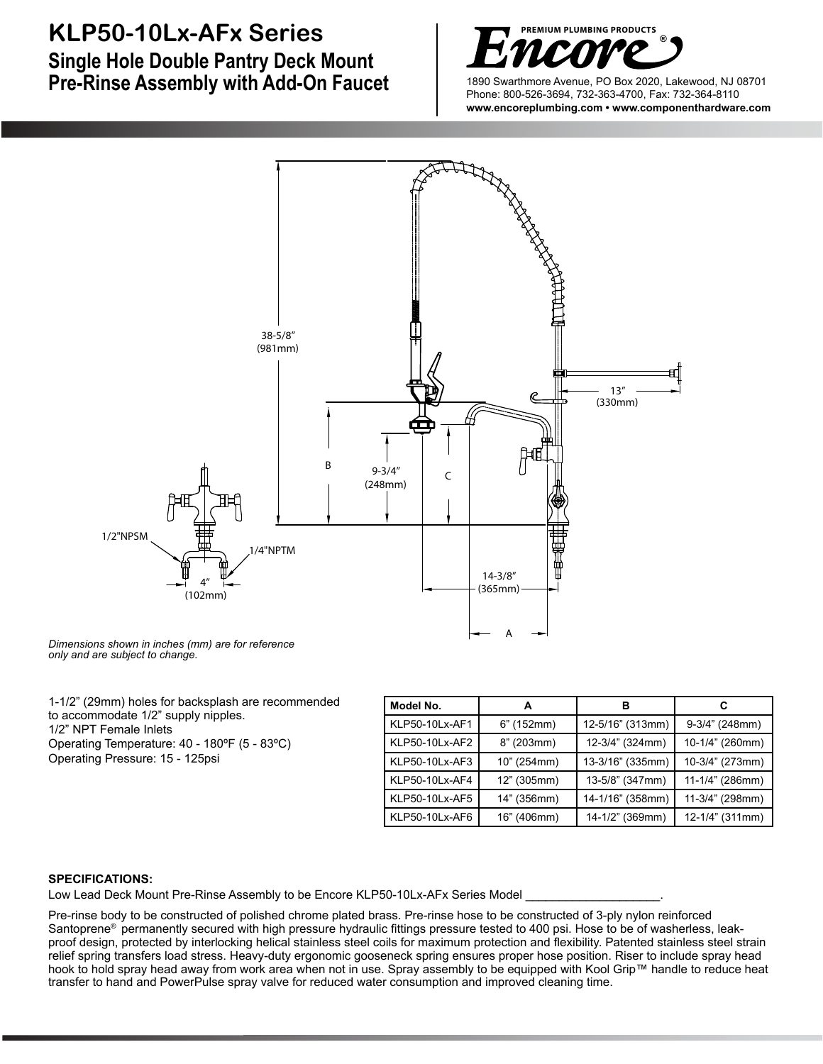# KLP50-10Lx-AFx Series

## Single Hole Double Pantry Deck Mount Pre-Rinse Assembly with Add-On Faucet

PREMIUM PLUMBING PRODUCTS
Encore®

1890 Swarthmore Avenue, PO Box 2020, Lakewood, NJ 08701
Phone: 800-526-3694, 732-363-4700, Fax: 732-364-8110
**www.encoreplumbing.com • www.componenthardware.com**

38-5/8″ (981mm)

13″ (330mm)

B

9-3/4″ (248mm)

C

1/2"NPSM

1/4"NPTM

4″ (102mm)

14-3/8″ (365mm)

A

*Dimensions shown in inches (mm) are for reference only and are subject to change.*

1-1/2" (29mm) holes for backsplash are recommended to accommodate 1/2" supply nipples.
1/2" NPT Female Inlets
Operating Temperature: 40 - 180ºF (5 - 83ºC)
Operating Pressure: 15 - 125psi

| Model No. | A | B | C |
|---|---|---|---|
| KLP50-10Lx-AF1 | 6" (152mm) | 12-5/16" (313mm) | 9-3/4" (248mm) |
| KLP50-10Lx-AF2 | 8" (203mm) | 12-3/4" (324mm) | 10-1/4" (260mm) |
| KLP50-10Lx-AF3 | 10" (254mm) | 13-3/16" (335mm) | 10-3/4" (273mm) |
| KLP50-10Lx-AF4 | 12" (305mm) | 13-5/8" (347mm) | 11-1/4" (286mm) |
| KLP50-10Lx-AF5 | 14" (356mm) | 14-1/16" (358mm) | 11-3/4" (298mm) |
| KLP50-10Lx-AF6 | 16" (406mm) | 14-1/2" (369mm) | 12-1/4" (311mm) |

**SPECIFICATIONS:**

Low Lead Deck Mount Pre-Rinse Assembly to be Encore KLP50-10Lx-AFx Series Model ____________________.

Pre-rinse body to be constructed of polished chrome plated brass. Pre-rinse hose to be constructed of 3-ply nylon reinforced Santoprene® permanently secured with high pressure hydraulic fittings pressure tested to 400 psi. Hose to be of washerless, leak-proof design, protected by interlocking helical stainless steel coils for maximum protection and flexibility. Patented stainless steel strain relief spring transfers load stress. Heavy-duty ergonomic gooseneck spring ensures proper hose position. Riser to include spray head hook to hold spray head away from work area when not in use. Spray assembly to be equipped with Kool Grip™ handle to reduce heat transfer to hand and PowerPulse spray valve for reduced water consumption and improved cleaning time.